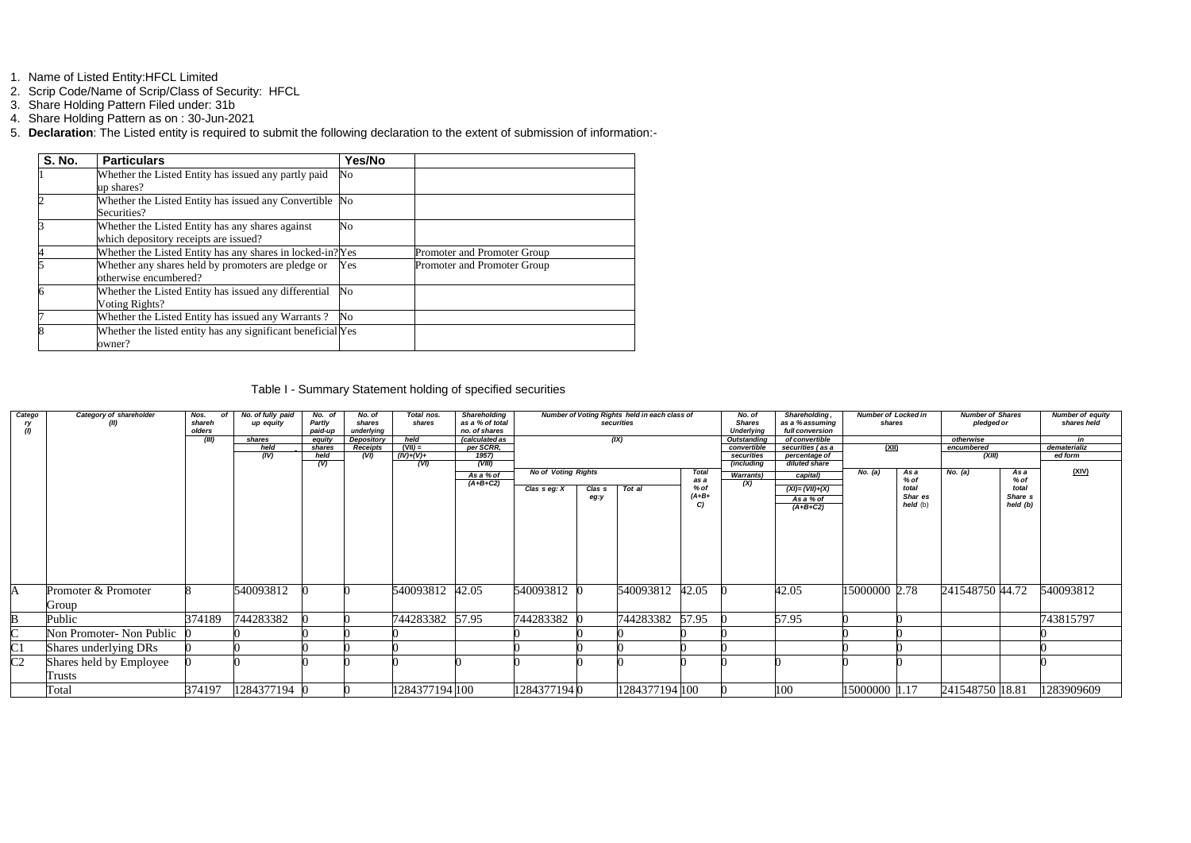1. Name of Listed Entity:HFCL Limited
2. Scrip Code/Name of Scrip/Class of Security: HFCL
3. Share Holding Pattern Filed under: 31b
4. Share Holding Pattern as on : 30-Jun-2021
5. **Declaration**: The Listed entity is required to submit the following declaration to the extent of submission of information:-

| S. No. | Particulars | Yes/No | |
|---|---|---|---|
| 1 | Whether the Listed Entity has issued any partly paid up shares? | No | |
| 2 | Whether the Listed Entity has issued any Convertible Securities? | No | |
| 3 | Whether the Listed Entity has any shares against which depository receipts are issued? | No | |
| 4 | Whether the Listed Entity has any shares in locked-in? | Yes | Promoter and Promoter Group |
| 5 | Whether any shares held by promoters are pledge or otherwise encumbered? | Yes | Promoter and Promoter Group |
| 6 | Whether the Listed Entity has issued any differential Voting Rights? | No | |
| 7 | Whether the Listed Entity has issued any Warrants ? | No | |
| 8 | Whether the listed entity has any significant beneficial owner? | Yes | |

Table I - Summary Statement holding of specified securities

| Category (I) | Category of shareholder (II) | Nos. of shareholders (III) | No. of fully paid up equity shares held (IV) | No. of Partly paid-up equity shares held (V) | No. of shares underlying Depository Receipts (VI) | Total nos. shares held (VII) = (IV)+(V)+(VI) | Shareholding as a % of total no. of shares (calculated as per SCRR, 1957) (VIII) As a % of (A+B+C2) | Number of Voting Rights held in each class of securities (IX) | | | | No. of Shares Underlying Outstanding convertible securities (including Warrants) (X) | Shareholding , as a % assuming full conversion of convertible securities ( as a percentage of diluted share capital) (XI)= (VII)+(X) As a % of (A+B+C2) | Number of Locked in shares (XII) | | Number of Shares pledged or otherwise encumbered (XIII) | | Number of equity shares held in dematerialized form (XIV) |
|---|---|---|---|---|---|---|---|---|---|---|---|---|---|---|---|---|---|---|
| | | | | | | | | No of Voting Rights | | | Total as a % of (A+B+C) | | | No. (a) | As a % of total Shares held (b) | No. (a) | As a % of total Shares held (b) | |
| | | | | | | | | Class eg: X | Class eg:y | Total | | | | | | | | |
| A | Promoter & Promoter Group | 8 | 540093812 | 0 | 0 | 540093812 | 42.05 | 540093812 | 0 | 540093812 | 42.05 | 0 | 42.05 | 15000000 | 2.78 | 241548750 | 44.72 | 540093812 |
| B | Public | 374189 | 744283382 | 0 | 0 | 744283382 | 57.95 | 744283382 | 0 | 744283382 | 57.95 | 0 | 57.95 | 0 | 0 | | | 743815797 |
| C | Non Promoter- Non Public | 0 | 0 | 0 | 0 | 0 | | 0 | 0 | 0 | 0 | 0 | | 0 | 0 | | | 0 |
| C1 | Shares underlying DRs | 0 | 0 | 0 | 0 | 0 | | 0 | 0 | 0 | 0 | 0 | | 0 | 0 | | | 0 |
| C2 | Shares held by Employee Trusts | 0 | 0 | 0 | 0 | 0 | 0 | 0 | 0 | 0 | 0 | 0 | 0 | 0 | 0 | | | 0 |
| | Total | 374197 | 1284377194 | 0 | 0 | 1284377194 | 100 | 1284377194 | 0 | 1284377194 | 100 | 0 | 100 | 15000000 | 1.17 | 241548750 | 18.81 | 1283909609 |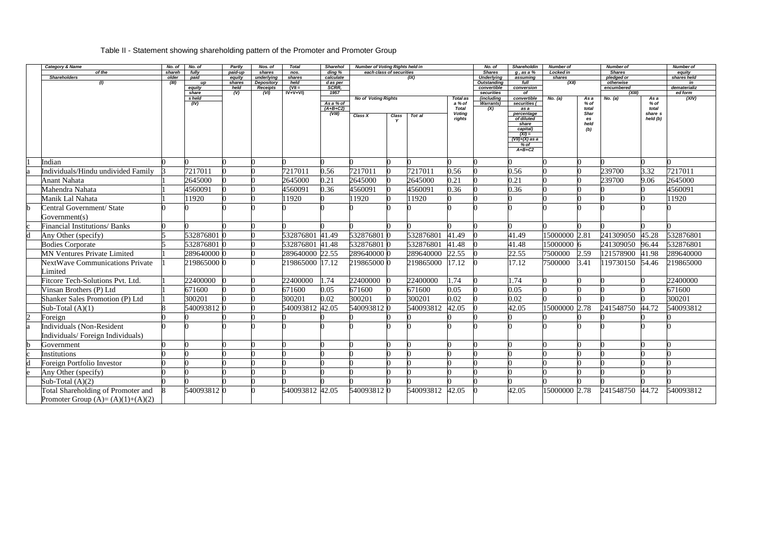Table II - Statement showing shareholding pattern of the Promoter and Promoter Group

| | Category & Name of the Shareholders (I) | No. of shareholder (III) | No. of fully paid up equity share s held (IV) | Partly paid-up equity shares held (V) | Nos. of shares underlying Depository Receipts (VI) | Total nos. shares held (VII = IV+V+VI) | Shareholding % calculated as per SCRR, 1957 As a % of (A+B+C2) (VIII) | Number of Voting Rights held in each class of securities (IX) | | | | No. of Shares Underlying Outstanding convertible securities (including Warrants) (X) | Shareholding , as a % assuming full conversion of convertible securities ( as a percentage of diluted share capital) (XI) = (VII)+(X) as a % of A+B+C2 | Number of Locked in shares (XII) | | Number of Shares pledged or otherwise encumbered (XIII) | | Number of equity shares held in dematerialized form (XIV) |
|---|---|---|---|---|---|---|---|---|---|---|---|---|---|---|---|---|---|---|
| | | | | | | | | No of Voting Rights | | | Total as a % of Total Voting rights | | | No. (a) | As a % of total Shares held (b) | No. (a) | As a % of total share s held (b) | |
| | | | | | | | | Class X | Class Y | Tot al | | | | | | | | |
| 1 | Indian | 0 | 0 | 0 | 0 | 0 | 0 | 0 | 0 | 0 | 0 | 0 | 0 | 0 | 0 | 0 | 0 | 0 |
| a | Individuals/Hindu undivided Family | 3 | 7217011 | 0 | 0 | 7217011 | 0.56 | 7217011 | 0 | 7217011 | 0.56 | 0 | 0.56 | 0 | 0 | 239700 | 3.32 | 7217011 |
| | Anant Nahata | 1 | 2645000 | 0 | 0 | 2645000 | 0.21 | 2645000 | 0 | 2645000 | 0.21 | 0 | 0.21 | 0 | 0 | 239700 | 9.06 | 2645000 |
| | Mahendra Nahata | 1 | 4560091 | 0 | 0 | 4560091 | 0.36 | 4560091 | 0 | 4560091 | 0.36 | 0 | 0.36 | 0 | 0 | 0 | 0 | 4560091 |
| | Manik Lal Nahata | 1 | 11920 | 0 | 0 | 11920 | 0 | 11920 | 0 | 11920 | 0 | 0 | 0 | 0 | 0 | 0 | 0 | 11920 |
| b | Central Government/ State Government(s) | 0 | 0 | 0 | 0 | 0 | 0 | 0 | 0 | 0 | 0 | 0 | 0 | 0 | 0 | 0 | 0 | 0 |
| c | Financial Institutions/ Banks | 0 | 0 | 0 | 0 | 0 | 0 | 0 | 0 | 0 | 0 | 0 | 0 | 0 | 0 | 0 | 0 | 0 |
| d | Any Other (specify) | 5 | 532876801 | 0 | 0 | 532876801 | 41.49 | 532876801 | 0 | 532876801 | 41.49 | 0 | 41.49 | 15000000 | 2.81 | 241309050 | 45.28 | 532876801 |
| | Bodies Corporate | 5 | 532876801 | 0 | 0 | 532876801 | 41.48 | 532876801 | 0 | 532876801 | 41.48 | 0 | 41.48 | 15000000 | 6 | 241309050 | 96.44 | 532876801 |
| | MN Ventures Private Limited | 1 | 289640000 | 0 | 0 | 289640000 | 22.55 | 289640000 | 0 | 289640000 | 22.55 | 0 | 22.55 | 7500000 | 2.59 | 121578900 | 41.98 | 289640000 |
| | NextWave Communications Private Limited | 1 | 219865000 | 0 | 0 | 219865000 | 17.12 | 219865000 | 0 | 219865000 | 17.12 | 0 | 17.12 | 7500000 | 3.41 | 119730150 | 54.46 | 219865000 |
| | Fitcore Tech-Solutions Pvt. Ltd. | 1 | 22400000 | 0 | 0 | 22400000 | 1.74 | 22400000 | 0 | 22400000 | 1.74 | 0 | 1.74 | 0 | 0 | 0 | 0 | 22400000 |
| | Vinsan Brothers (P) Ltd | 1 | 671600 | 0 | 0 | 671600 | 0.05 | 671600 | 0 | 671600 | 0.05 | 0 | 0.05 | 0 | 0 | 0 | 0 | 671600 |
| | Shanker Sales Promotion (P) Ltd | 1 | 300201 | 0 | 0 | 300201 | 0.02 | 300201 | 0 | 300201 | 0.02 | 0 | 0.02 | 0 | 0 | 0 | 0 | 300201 |
| | Sub-Total (A)(1) | 8 | 540093812 | 0 | 0 | 540093812 | 42.05 | 540093812 | 0 | 540093812 | 42.05 | 0 | 42.05 | 15000000 | 2.78 | 241548750 | 44.72 | 540093812 |
| 2 | Foreign | 0 | 0 | 0 | 0 | 0 | 0 | 0 | 0 | 0 | 0 | 0 | 0 | 0 | 0 | 0 | 0 | 0 |
| a | Individuals (Non-Resident Individuals/ Foreign Individuals) | 0 | 0 | 0 | 0 | 0 | 0 | 0 | 0 | 0 | 0 | 0 | 0 | 0 | 0 | 0 | 0 | 0 |
| b | Government | 0 | 0 | 0 | 0 | 0 | 0 | 0 | 0 | 0 | 0 | 0 | 0 | 0 | 0 | 0 | 0 | 0 |
| c | Institutions | 0 | 0 | 0 | 0 | 0 | 0 | 0 | 0 | 0 | 0 | 0 | 0 | 0 | 0 | 0 | 0 | 0 |
| d | Foreign Portfolio Investor | 0 | 0 | 0 | 0 | 0 | 0 | 0 | 0 | 0 | 0 | 0 | 0 | 0 | 0 | 0 | 0 | 0 |
| e | Any Other (specify) | 0 | 0 | 0 | 0 | 0 | 0 | 0 | 0 | 0 | 0 | 0 | 0 | 0 | 0 | 0 | 0 | 0 |
| | Sub-Total (A)(2) | 0 | 0 | 0 | 0 | 0 | 0 | 0 | 0 | 0 | 0 | 0 | 0 | 0 | 0 | 0 | 0 | 0 |
| | Total Shareholding of Promoter and Promoter Group (A)= (A)(1)+(A)(2) | 8 | 540093812 | 0 | 0 | 540093812 | 42.05 | 540093812 | 0 | 540093812 | 42.05 | 0 | 42.05 | 15000000 | 2.78 | 241548750 | 44.72 | 540093812 |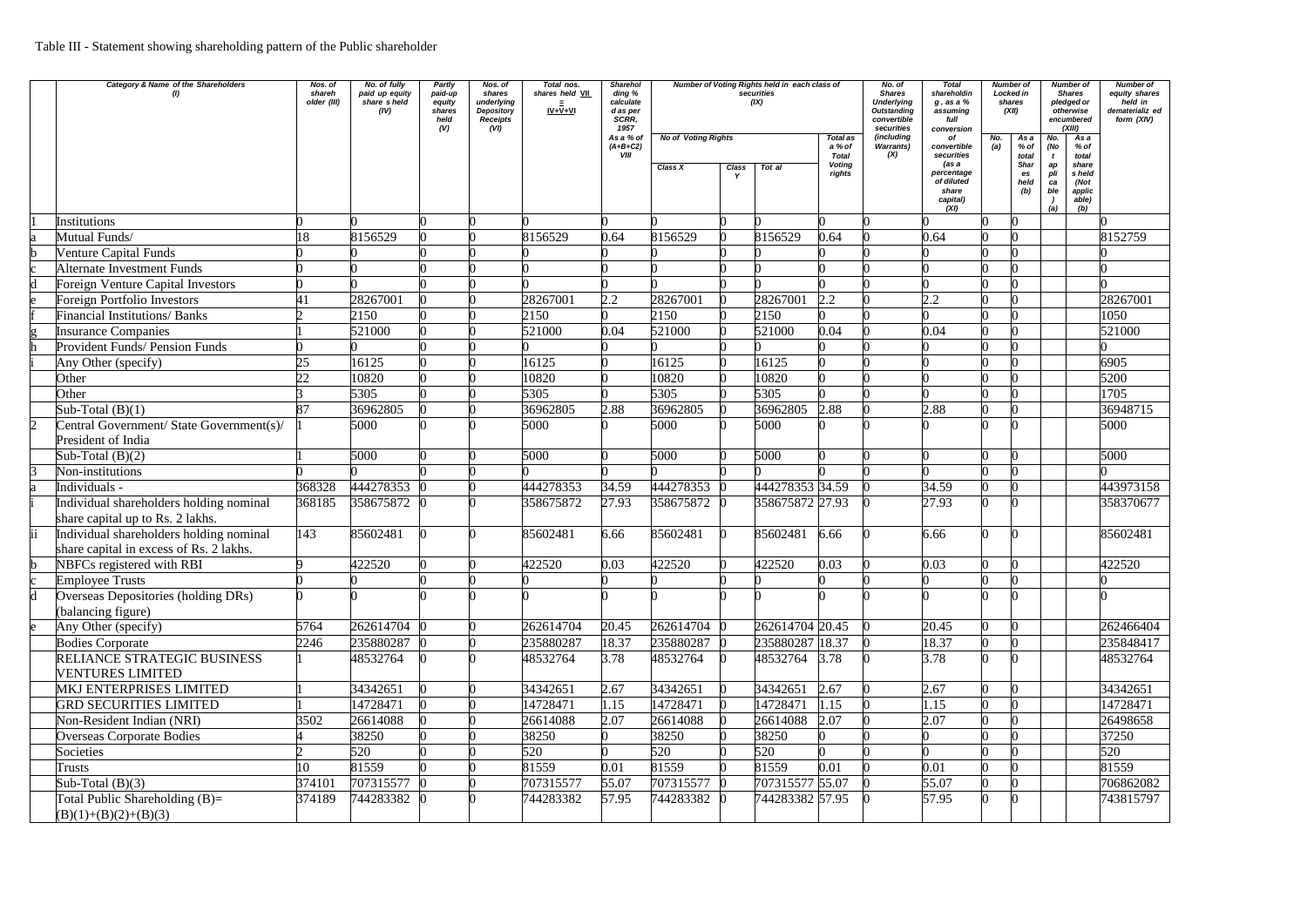Table III - Statement showing shareholding pattern of the Public shareholder

| | Category & Name of the Shareholders (I) | Nos. of shareholder (III) | No. of fully paid up equity share s held (IV) | Partly paid-up equity shares held (V) | Nos. of shares underlying Depository Receipts (VI) | Total nos. shares held VII = IV+V+VI | Shareholding % calculated as per SCRR, 1957 As a % of (A+B+C2) VIII | Number of Voting Rights held in each class of securities (IX) | | | | No. of Shares Underlying Outstanding convertible securities (including Warrants) (X) | Total shareholding , as a % assuming full conversion of convertible securities (as a percentage of diluted share capital) (XI) | Number of Locked in shares (XII) | | Number of Shares pledged or otherwise encumbered (XIII) | | Number of equity shares held in dematerialized form (XIV) |
|---|---|---|---|---|---|---|---|---|---|---|---|---|---|---|---|---|---|---|
| | | | | | | | | No of Voting Rights | | | Total as a % of Total Voting rights | | | No. (a) | As a % of total Shares held (b) | No. (Not applicable) (a) | As a % of total shares held (Not applicable) (b) | |
| | | | | | | | | Class X | Class Y | Total | | | | | | | | |
| 1 | Institutions | 0 | 0 | 0 | 0 | 0 | 0 | 0 | 0 | 0 | 0 | 0 | 0 | 0 | 0 | | | 0 |
| a | Mutual Funds/ | 18 | 8156529 | 0 | 0 | 8156529 | 0.64 | 8156529 | 0 | 8156529 | 0.64 | 0 | 0.64 | 0 | 0 | | | 8152759 |
| b | Venture Capital Funds | 0 | 0 | 0 | 0 | 0 | 0 | 0 | 0 | 0 | 0 | 0 | 0 | 0 | 0 | | | 0 |
| c | Alternate Investment Funds | 0 | 0 | 0 | 0 | 0 | 0 | 0 | 0 | 0 | 0 | 0 | 0 | 0 | 0 | | | 0 |
| d | Foreign Venture Capital Investors | 0 | 0 | 0 | 0 | 0 | 0 | 0 | 0 | 0 | 0 | 0 | 0 | 0 | 0 | | | 0 |
| e | Foreign Portfolio Investors | 41 | 28267001 | 0 | 0 | 28267001 | 2.2 | 28267001 | 0 | 28267001 | 2.2 | 0 | 2.2 | 0 | 0 | | | 28267001 |
| f | Financial Institutions/ Banks | 2 | 2150 | 0 | 0 | 2150 | 0 | 2150 | 0 | 2150 | 0 | 0 | 0 | 0 | 0 | | | 1050 |
| g | Insurance Companies | 1 | 521000 | 0 | 0 | 521000 | 0.04 | 521000 | 0 | 521000 | 0.04 | 0 | 0.04 | 0 | 0 | | | 521000 |
| h | Provident Funds/ Pension Funds | 0 | 0 | 0 | 0 | 0 | 0 | 0 | 0 | 0 | 0 | 0 | 0 | 0 | 0 | | | 0 |
| i | Any Other (specify) | 25 | 16125 | 0 | 0 | 16125 | 0 | 16125 | 0 | 16125 | 0 | 0 | 0 | 0 | 0 | | | 6905 |
| | Other | 22 | 10820 | 0 | 0 | 10820 | 0 | 10820 | 0 | 10820 | 0 | 0 | 0 | 0 | 0 | | | 5200 |
| | Other | 3 | 5305 | 0 | 0 | 5305 | 0 | 5305 | 0 | 5305 | 0 | 0 | 0 | 0 | 0 | | | 1705 |
| | Sub-Total (B)(1) | 87 | 36962805 | 0 | 0 | 36962805 | 2.88 | 36962805 | 0 | 36962805 | 2.88 | 0 | 2.88 | 0 | 0 | | | 36948715 |
| 2 | Central Government/ State Government(s)/ President of India | 1 | 5000 | 0 | 0 | 5000 | 0 | 5000 | 0 | 5000 | 0 | 0 | 0 | 0 | 0 | | | 5000 |
| | Sub-Total (B)(2) | 1 | 5000 | 0 | 0 | 5000 | 0 | 5000 | 0 | 5000 | 0 | 0 | 0 | 0 | 0 | | | 5000 |
| 3 | Non-institutions | 0 | 0 | 0 | 0 | 0 | 0 | 0 | 0 | 0 | 0 | 0 | 0 | 0 | 0 | | | 0 |
| a | Individuals - | 368328 | 444278353 | 0 | 0 | 444278353 | 34.59 | 444278353 | 0 | 444278353 | 34.59 | 0 | 34.59 | 0 | 0 | | | 443973158 |
| i | Individual shareholders holding nominal share capital up to Rs. 2 lakhs. | 368185 | 358675872 | 0 | 0 | 358675872 | 27.93 | 358675872 | 0 | 358675872 | 27.93 | 0 | 27.93 | 0 | 0 | | | 358370677 |
| ii | Individual shareholders holding nominal share capital in excess of Rs. 2 lakhs. | 143 | 85602481 | 0 | 0 | 85602481 | 6.66 | 85602481 | 0 | 85602481 | 6.66 | 0 | 6.66 | 0 | 0 | | | 85602481 |
| b | NBFCs registered with RBI | 9 | 422520 | 0 | 0 | 422520 | 0.03 | 422520 | 0 | 422520 | 0.03 | 0 | 0.03 | 0 | 0 | | | 422520 |
| c | Employee Trusts | 0 | 0 | 0 | 0 | 0 | 0 | 0 | 0 | 0 | 0 | 0 | 0 | 0 | 0 | | | 0 |
| d | Overseas Depositories (holding DRs) (balancing figure) | 0 | 0 | 0 | 0 | 0 | 0 | 0 | 0 | 0 | 0 | 0 | 0 | 0 | 0 | | | 0 |
| e | Any Other (specify) | 5764 | 262614704 | 0 | 0 | 262614704 | 20.45 | 262614704 | 0 | 262614704 | 20.45 | 0 | 20.45 | 0 | 0 | | | 262466404 |
| | Bodies Corporate | 2246 | 235880287 | 0 | 0 | 235880287 | 18.37 | 235880287 | 0 | 235880287 | 18.37 | 0 | 18.37 | 0 | 0 | | | 235848417 |
| | RELIANCE STRATEGIC BUSINESS VENTURES LIMITED | 1 | 48532764 | 0 | 0 | 48532764 | 3.78 | 48532764 | 0 | 48532764 | 3.78 | 0 | 3.78 | 0 | 0 | | | 48532764 |
| | MKJ ENTERPRISES LIMITED | 1 | 34342651 | 0 | 0 | 34342651 | 2.67 | 34342651 | 0 | 34342651 | 2.67 | 0 | 2.67 | 0 | 0 | | | 34342651 |
| | GRD SECURITIES LIMITED | 1 | 14728471 | 0 | 0 | 14728471 | 1.15 | 14728471 | 0 | 14728471 | 1.15 | 0 | 1.15 | 0 | 0 | | | 14728471 |
| | Non-Resident Indian (NRI) | 3502 | 26614088 | 0 | 0 | 26614088 | 2.07 | 26614088 | 0 | 26614088 | 2.07 | 0 | 2.07 | 0 | 0 | | | 26498658 |
| | Overseas Corporate Bodies | 4 | 38250 | 0 | 0 | 38250 | 0 | 38250 | 0 | 38250 | 0 | 0 | 0 | 0 | 0 | | | 37250 |
| | Societies | 2 | 520 | 0 | 0 | 520 | 0 | 520 | 0 | 520 | 0 | 0 | 0 | 0 | 0 | | | 520 |
| | Trusts | 10 | 81559 | 0 | 0 | 81559 | 0.01 | 81559 | 0 | 81559 | 0.01 | 0 | 0.01 | 0 | 0 | | | 81559 |
| | Sub-Total (B)(3) | 374101 | 707315577 | 0 | 0 | 707315577 | 55.07 | 707315577 | 0 | 707315577 | 55.07 | 0 | 55.07 | 0 | 0 | | | 706862082 |
| | Total Public Shareholding (B)= (B)(1)+(B)(2)+(B)(3) | 374189 | 744283382 | 0 | 0 | 744283382 | 57.95 | 744283382 | 0 | 744283382 | 57.95 | 0 | 57.95 | 0 | 0 | | | 743815797 |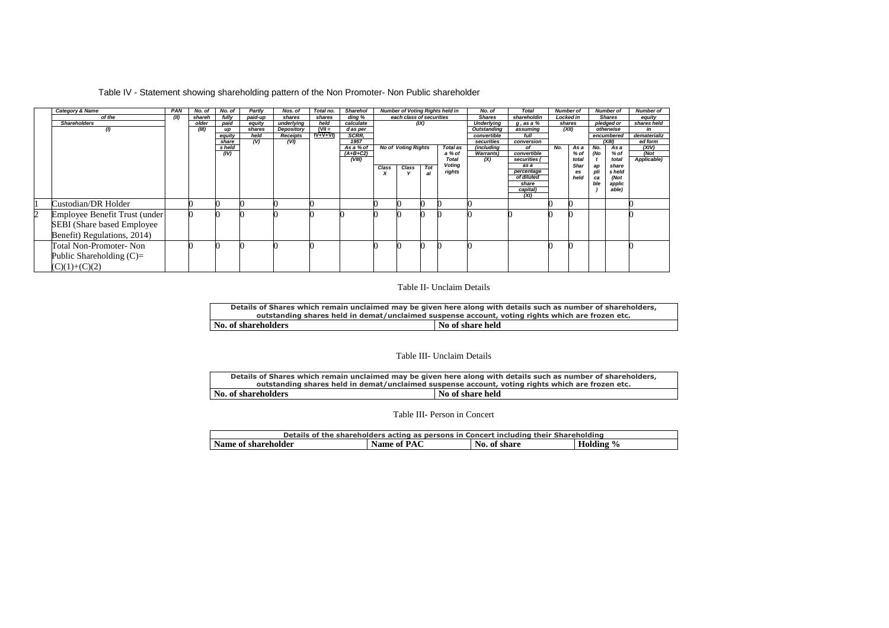Table IV - Statement showing shareholding pattern of the Non Promoter- Non Public shareholder

| | Category & Name of the Shareholders (I) | PAN (II) | No. of shareholder (III) | No. of fully paid up equity shares held (IV) | Partly paid-up equity shares held (V) | Nos. of shares underlying Depository Receipts (VI) | Total no. shares held (VII = IV+V+VI) | Shareholding % calculated as per SCRR, 1957 As a % of (A+B+C2) (VIII) | Number of Voting Rights held in each class of securities (IX) | | | | No. of Shares Underlying Outstanding convertible securities (including Warrants) (X) | Total shareholding , as a % assuming full conversion of convertible securities ( as a percentage of diluted share capital) (XI) | Number of Locked in shares (XII) | | Number of Shares pledged or otherwise encumbered (XIII) | | Number of equity shares held in dematerialized form (XIV) (Not Applicable) |
|---|---|---|---|---|---|---|---|---|---|---|---|---|---|---|---|---|---|---|---|
| | | | | | | | | | No of Voting Rights | | | Total as a % of Total Voting rights | | | No. | As a % of total Shares held | No. (Not applicable) | As a % of total share s held (Not applicable) | |
| | | | | | | | | | Class X | Class Y | Total | | | | | | | | |
| 1 | Custodian/DR Holder | | 0 | 0 | 0 | 0 | 0 | | 0 | 0 | 0 | 0 | 0 | | 0 | 0 | | | 0 |
| 2 | Employee Benefit Trust (under SEBI (Share based Employee Benefit) Regulations, 2014) | | 0 | 0 | 0 | 0 | 0 | 0 | 0 | 0 | 0 | 0 | 0 | 0 | 0 | 0 | | | 0 |
| | Total Non-Promoter- Non Public Shareholding (C)= (C)(1)+(C)(2) | | 0 | 0 | 0 | 0 | 0 | | 0 | 0 | 0 | 0 | 0 | | 0 | 0 | | | 0 |

Table II- Unclaim Details

| Details of Shares which remain unclaimed may be given here along with details such as number of shareholders, outstanding shares held in demat/unclaimed suspense account, voting rights which are frozen etc. | |
|---|---|
| **No. of shareholders** | **No of share held** |

Table III- Unclaim Details

| Details of Shares which remain unclaimed may be given here along with details such as number of shareholders, outstanding shares held in demat/unclaimed suspense account, voting rights which are frozen etc. | |
|---|---|
| **No. of shareholders** | **No of share held** |

Table III- Person in Concert

| Details of the shareholders acting as persons in Concert including their Shareholding | | | |
|---|---|---|---|
| **Name of shareholder** | **Name of PAC** | **No. of share** | **Holding %** |